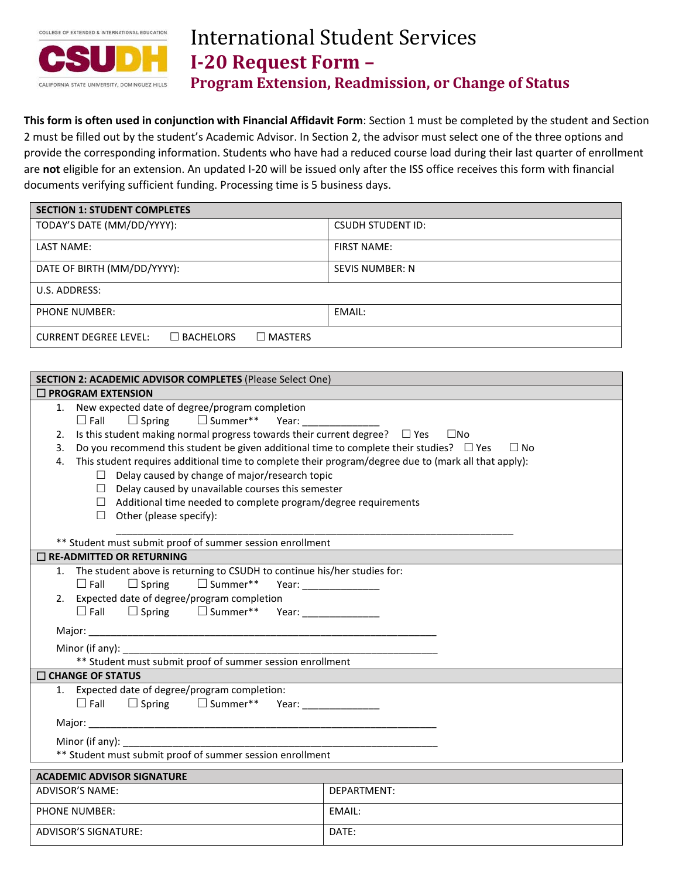COLLEGE OF EXTENDED & INTERNATIONAL EDUCATION

CSUDH

CALIFORNIA STATE UNIVERSITY, DOMINGUEZ HILLS

# International Student Services

## I-20 Request Form – Program Extension, Readmission, or Change of Status

**This form is often used in conjunction with Financial Affidavit Form**: Section 1 must be completed by the student and Section 2 must be filled out by the student's Academic Advisor. In Section 2, the advisor must select one of the three options and provide the corresponding information. Students who have had a reduced course load during their last quarter of enrollment are **not** eligible for an extension. An updated I-20 will be issued only after the ISS office receives this form with financial documents verifying sufficient funding. Processing time is 5 business days.

| **SECTION 1: STUDENT COMPLETES** | |
|---|---|
| TODAY'S DATE (MM/DD/YYYY): | CSUDH STUDENT ID: |
| LAST NAME: | FIRST NAME: |
| DATE OF BIRTH (MM/DD/YYYY): | SEVIS NUMBER: N |
| U.S. ADDRESS: | |
| PHONE NUMBER: | EMAIL: |
| CURRENT DEGREE LEVEL: ☐ BACHELORS ☐ MASTERS | |

**SECTION 2: ACADEMIC ADVISOR COMPLETES** (Please Select One)

**☐ PROGRAM EXTENSION**

1. New expected date of degree/program completion
   ☐ Fall ☐ Spring ☐ Summer** Year: ______________
2. Is this student making normal progress towards their current degree? ☐ Yes ☐No
3. Do you recommend this student be given additional time to complete their studies? ☐ Yes ☐ No
4. This student requires additional time to complete their program/degree due to (mark all that apply):
   - ☐ Delay caused by change of major/research topic
   - ☐ Delay caused by unavailable courses this semester
   - ☐ Additional time needed to complete program/degree requirements
   - ☐ Other (please specify):
   ________________________________________________________________________

** Student must submit proof of summer session enrollment

**☐ RE-ADMITTED OR RETURNING**

1. The student above is returning to CSUDH to continue his/her studies for:
   ☐ Fall ☐ Spring ☐ Summer** Year: ______________
2. Expected date of degree/program completion
   ☐ Fall ☐ Spring ☐ Summer** Year: ______________

Major: ______________________________________________________________

Minor (if any): ________________________________________________________

** Student must submit proof of summer session enrollment

**☐ CHANGE OF STATUS**

1. Expected date of degree/program completion:
   ☐ Fall ☐ Spring ☐ Summer** Year: ______________

Major: ______________________________________________________________

Minor (if any): ________________________________________________________

** Student must submit proof of summer session enrollment

| **ACADEMIC ADVISOR SIGNATURE** | |
|---|---|
| ADVISOR'S NAME: | DEPARTMENT: |
| PHONE NUMBER: | EMAIL: |
| ADVISOR'S SIGNATURE: | DATE: |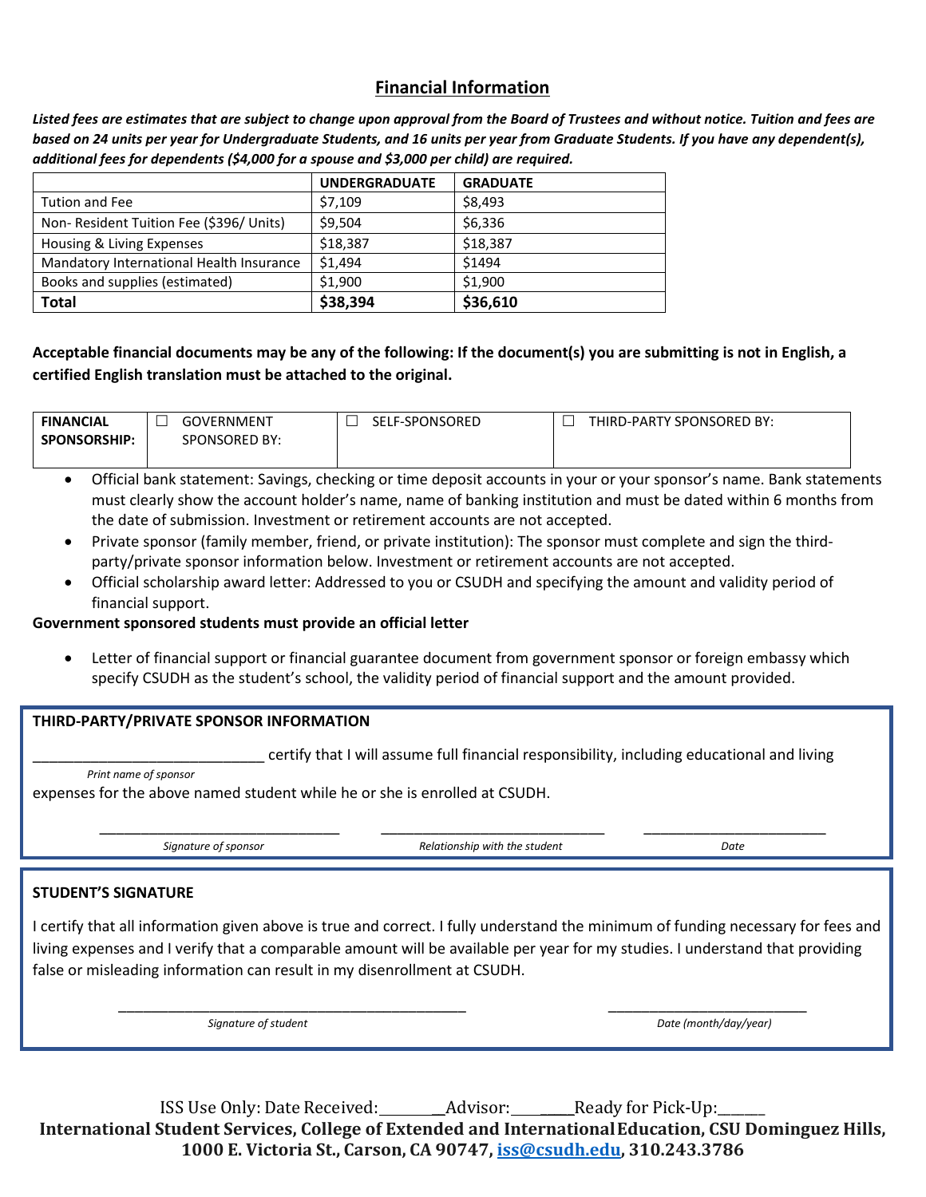## Financial Information

***Listed fees are estimates that are subject to change upon approval from the Board of Trustees and without notice. Tuition and fees are based on 24 units per year for Undergraduate Students, and 16 units per year from Graduate Students. If you have any dependent(s), additional fees for dependents ($4,000 for a spouse and $3,000 per child) are required.***

| | UNDERGRADUATE | GRADUATE |
|---|---|---|
| Tution and Fee | $7,109 | $8,493 |
| Non- Resident Tuition Fee ($396/ Units) | $9,504 | $6,336 |
| Housing & Living Expenses | $18,387 | $18,387 |
| Mandatory International Health Insurance | $1,494 | $1494 |
| Books and supplies (estimated) | $1,900 | $1,900 |
| **Total** | **$38,394** | **$36,610** |

**Acceptable financial documents may be any of the following: If the document(s) you are submitting is not in English, a certified English translation must be attached to the original.**

| | | | |
|---|---|---|---|
| **FINANCIAL SPONSORSHIP:** | ☐ GOVERNMENT SPONSORED BY: | ☐ SELF-SPONSORED | ☐ THIRD-PARTY SPONSORED BY: |

- Official bank statement: Savings, checking or time deposit accounts in your or your sponsor's name. Bank statements must clearly show the account holder's name, name of banking institution and must be dated within 6 months from the date of submission. Investment or retirement accounts are not accepted.
- Private sponsor (family member, friend, or private institution): The sponsor must complete and sign the third-party/private sponsor information below. Investment or retirement accounts are not accepted.
- Official scholarship award letter: Addressed to you or CSUDH and specifying the amount and validity period of financial support.

**Government sponsored students must provide an official letter**

- Letter of financial support or financial guarantee document from government sponsor or foreign embassy which specify CSUDH as the student's school, the validity period of financial support and the amount provided.

**THIRD-PARTY/PRIVATE SPONSOR INFORMATION**

____________________________ certify that I will assume full financial responsibility, including educational and living
*Print name of sponsor*
expenses for the above named student while he or she is enrolled at CSUDH.

_______________________________ _______________________________ _________________________
*Signature of sponsor* *Relationship with the student* *Date*

**STUDENT'S SIGNATURE**

I certify that all information given above is true and correct. I fully understand the minimum of funding necessary for fees and living expenses and I verify that a comparable amount will be available per year for my studies. I understand that providing false or misleading information can result in my disenrollment at CSUDH.

_____________________________________________ __________________________
*Signature of student* *Date (month/day/year)*

ISS Use Only: Date Received:________Advisor:________Ready for Pick-Up:______

**International Student Services, College of Extended and International Education, CSU Dominguez Hills, 1000 E. Victoria St., Carson, CA 90747, iss@csudh.edu, 310.243.3786**